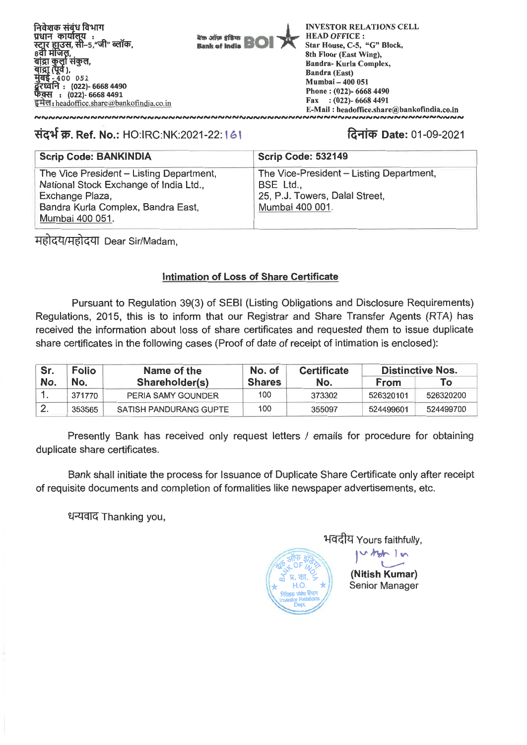निवेशक संबंध विभाग
प्रधान कार्यालय :
स्टार हाउस, सी–5,"जी" ब्लॉक,
8वी मंजिल,
बांद्रा कुर्ला संकुल,
बांद्रा (पूर्व),
मुंबई - 400 051
दूरध्वनि : (022)- 6668 4490
फैक्स : (022)- 6668 4491
इमेल: headoffice.share@bankofindia.co.in

बैंक ऑफ इंडिया Bank of India BOI

INVESTOR RELATIONS CELL
HEAD OFFICE :
Star House, C-5, "G" Block,
8th Floor (East Wing),
Bandra- Kurla Complex,
Bandra (East)
Mumbai – 400 051
Phone : (022)- 6668 4490
Fax : (022)- 6668 4491
E-Mail : headoffice.share@bankofindia.co.in

**संदर्भ क्र. Ref. No.:** HO:IRC:NK:2021-22:161 **दिनांक Date:** 01-09-2021

| Scrip Code: BANKINDIA | Scrip Code: 532149 |
|---|---|
| The Vice President – Listing Department, National Stock Exchange of India Ltd., Exchange Plaza, Bandra Kurla Complex, Bandra East, Mumbai 400 051. | The Vice-President – Listing Department, BSE Ltd., 25, P.J. Towers, Dalal Street, Mumbai 400 001. |

महोदय/महोदया Dear Sir/Madam,

**Intimation of Loss of Share Certificate**

Pursuant to Regulation 39(3) of SEBI (Listing Obligations and Disclosure Requirements) Regulations, 2015, this is to inform that our Registrar and Share Transfer Agents (RTA) has received the information about loss of share certificates and requested them to issue duplicate share certificates in the following cases (Proof of date of receipt of intimation is enclosed):

| Sr. No. | Folio No. | Name of the Shareholder(s) | No. of Shares | Certificate No. | Distinctive Nos. | |
|---|---|---|---|---|---|---|
| | | | | | From | To |
| 1. | 371770 | PERIA SAMY GOUNDER | 100 | 373302 | 526320101 | 526320200 |
| 2. | 353565 | SATISH PANDURANG GUPTE | 100 | 355097 | 524499601 | 524499700 |

Presently Bank has received only request letters / emails for procedure for obtaining duplicate share certificates.

Bank shall initiate the process for Issuance of Duplicate Share Certificate only after receipt of requisite documents and completion of formalities like newspaper advertisements, etc.

धन्यवाद Thanking you,

भवदीय Yours faithfully,

**(Nitish Kumar)**
Senior Manager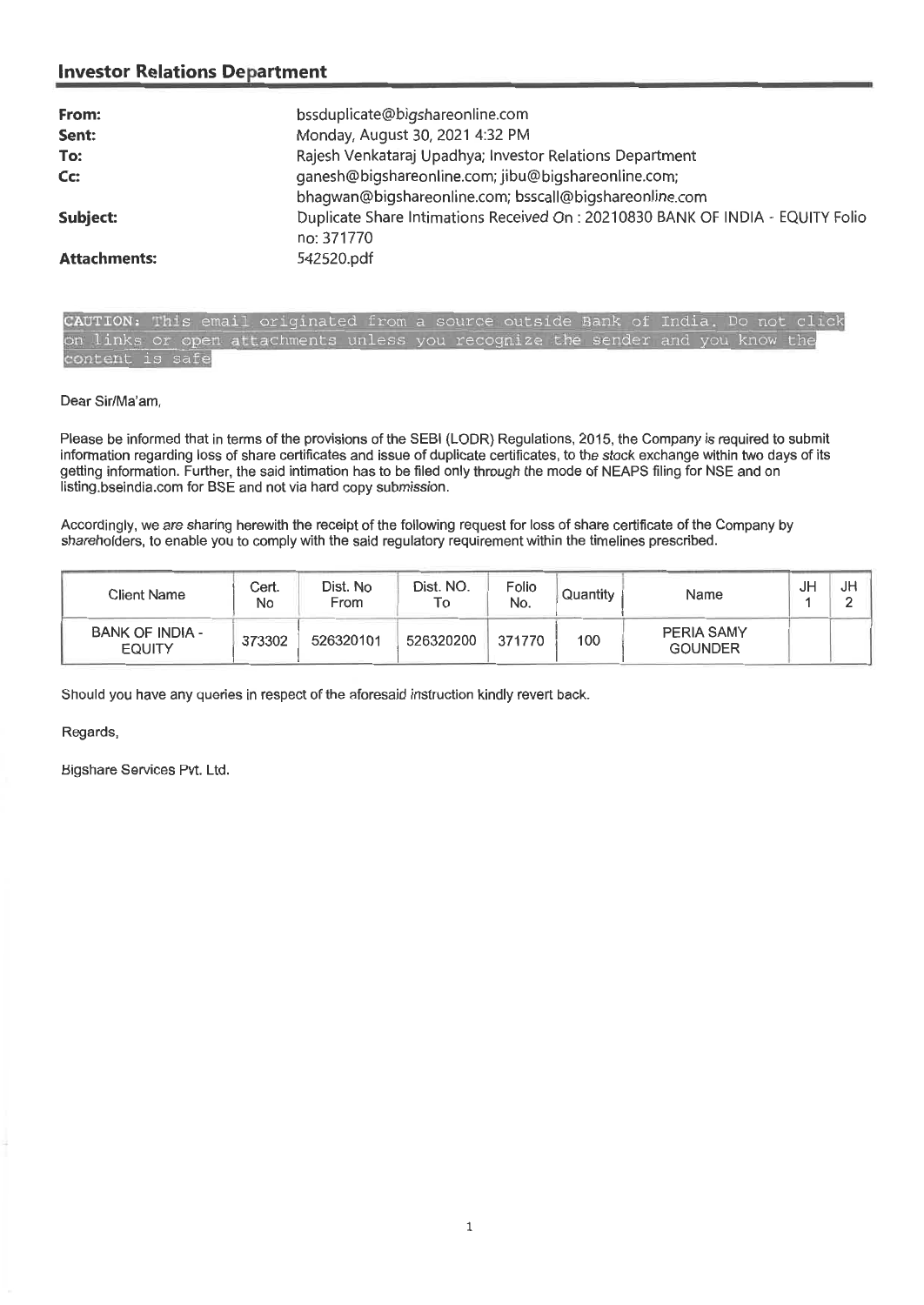## Investor Relations Department

| | |
|---|---|
| **From:** | bssduplicate@bigshareonline.com |
| **Sent:** | Monday, August 30, 2021 4:32 PM |
| **To:** | Rajesh Venkataraj Upadhya; Investor Relations Department |
| **Cc:** | ganesh@bigshareonline.com; jibu@bigshareonline.com; bhagwan@bigshareonline.com; bsscall@bigshareonline.com |
| **Subject:** | Duplicate Share Intimations Received On : 20210830 BANK OF INDIA - EQUITY Folio no: 371770 |
| **Attachments:** | 542520.pdf |

CAUTION: This email originated from a source outside Bank of India. Do not click on links or open attachments unless you recognize the sender and you know the content is safe

Dear Sir/Ma'am,

Please be informed that in terms of the provisions of the SEBI (LODR) Regulations, 2015, the Company is required to submit information regarding loss of share certificates and issue of duplicate certificates, to the stock exchange within two days of its getting information. Further, the said intimation has to be filed only through the mode of NEAPS filing for NSE and on listing.bseindia.com for BSE and not via hard copy submission.

Accordingly, we are sharing herewith the receipt of the following request for loss of share certificate of the Company by shareholders, to enable you to comply with the said regulatory requirement within the timelines prescribed.

| Client Name | Cert. No | Dist. No From | Dist. NO. To | Folio No. | Quantity | Name | JH 1 | JH 2 |
|---|---|---|---|---|---|---|---|---|
| BANK OF INDIA - EQUITY | 373302 | 526320101 | 526320200 | 371770 | 100 | PERIA SAMY GOUNDER | | |

Should you have any queries in respect of the aforesaid instruction kindly revert back.

Regards,

Bigshare Services Pvt. Ltd.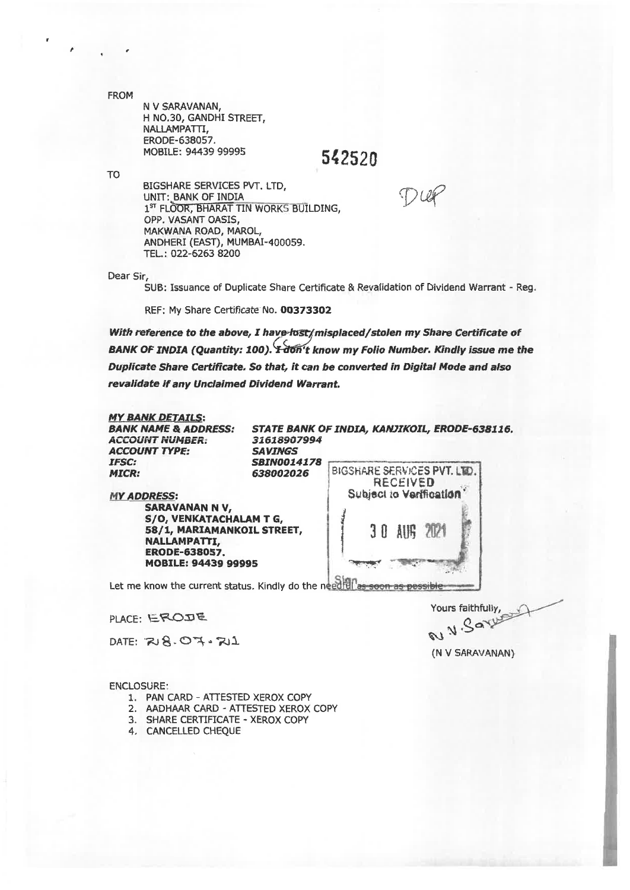FROM

N V SARAVANAN,
H NO.30, GANDHI STREET,
NALLAMPATTI,
ERODE-638057.
MOBILE: 94439 99995

**542520**

TO

BIGSHARE SERVICES PVT. LTD,
UNIT: BANK OF INDIA
1ST FLOOR, BHARAT TIN WORKS BUILDING,
OPP. VASANT OASIS,
MAKWANA ROAD, MAROL,
ANDHERI (EAST), MUMBAI-400059.
TEL.: 022-6263 8200

Dup

Dear Sir,

SUB: Issuance of Duplicate Share Certificate & Revalidation of Dividend Warrant - Reg.

REF: My Share Certificate No. **00373302**

***With reference to the above, I have ~~lost~~/misplaced/stolen my Share Certificate of BANK OF INDIA (Quantity: 100). ~~I don't~~ know my Folio Number. Kindly issue me the Duplicate Share Certificate. So that, it can be converted in Digital Mode and also revalidate if any Unclaimed Dividend Warrant.***

***MY BANK DETAILS:***

| | |
|---|---|
| ***BANK NAME & ADDRESS:*** | ***STATE BANK OF INDIA, KANJIKOIL, ERODE-638116.*** |
| ***ACCOUNT NUMBER:*** | ***31618907994*** |
| ***ACCOUNT TYPE:*** | ***SAVINGS*** |
| ***IFSC:*** | ***SBIN0014178*** |
| ***MICR:*** | ***638002026*** |

***MY ADDRESS:***

**SARAVANAN N V,**
**S/O, VENKATACHALAM T G,**
**58/1, MARIAMANKOIL STREET,**
**NALLAMPATTI,**
**ERODE-638057.**
**MOBILE: 94439 99995**

BIGSHARE SERVICES PVT. LTD.
RECEIVED
Subject to Verification
30 AUG 2021
Sign

Let me know the current status. Kindly do the needful ~~as soon as possible~~.

PLACE: ERODE

DATE: 28.07.21

Yours faithfully,

N.V. Saravanan

(N V SARAVANAN)

ENCLOSURE:

1. PAN CARD - ATTESTED XEROX COPY
2. AADHAAR CARD - ATTESTED XEROX COPY
3. SHARE CERTIFICATE - XEROX COPY
4. CANCELLED CHEQUE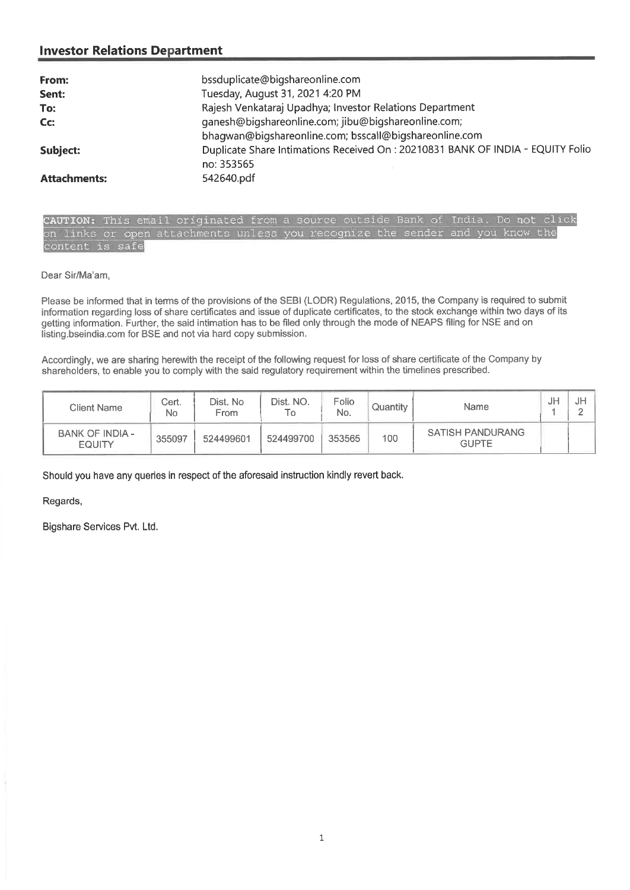## Investor Relations Department

| | |
|---|---|
| **From:** | bssduplicate@bigshareonline.com |
| **Sent:** | Tuesday, August 31, 2021 4:20 PM |
| **To:** | Rajesh Venkataraj Upadhya; Investor Relations Department |
| **Cc:** | ganesh@bigshareonline.com; jibu@bigshareonline.com; bhagwan@bigshareonline.com; bsscall@bigshareonline.com |
| **Subject:** | Duplicate Share Intimations Received On : 20210831 BANK OF INDIA - EQUITY Folio no: 353565 |
| **Attachments:** | 542640.pdf |

**CAUTION:** This email originated from a source outside Bank of India. Do not click on links or open attachments unless you recognize the sender and you know the content is safe

Dear Sir/Ma'am,

Please be informed that in terms of the provisions of the SEBI (LODR) Regulations, 2015, the Company is required to submit information regarding loss of share certificates and issue of duplicate certificates, to the stock exchange within two days of its getting information. Further, the said intimation has to be filed only through the mode of NEAPS filing for NSE and on listing.bseindia.com for BSE and not via hard copy submission.

Accordingly, we are sharing herewith the receipt of the following request for loss of share certificate of the Company by shareholders, to enable you to comply with the said regulatory requirement within the timelines prescribed.

| Client Name | Cert. No | Dist. No From | Dist. NO. To | Folio No. | Quantity | Name | JH 1 | JH 2 |
|---|---|---|---|---|---|---|---|---|
| BANK OF INDIA - EQUITY | 355097 | 524499601 | 524499700 | 353565 | 100 | SATISH PANDURANG GUPTE | | |

Should you have any queries in respect of the aforesaid instruction kindly revert back.

Regards,

Bigshare Services Pvt. Ltd.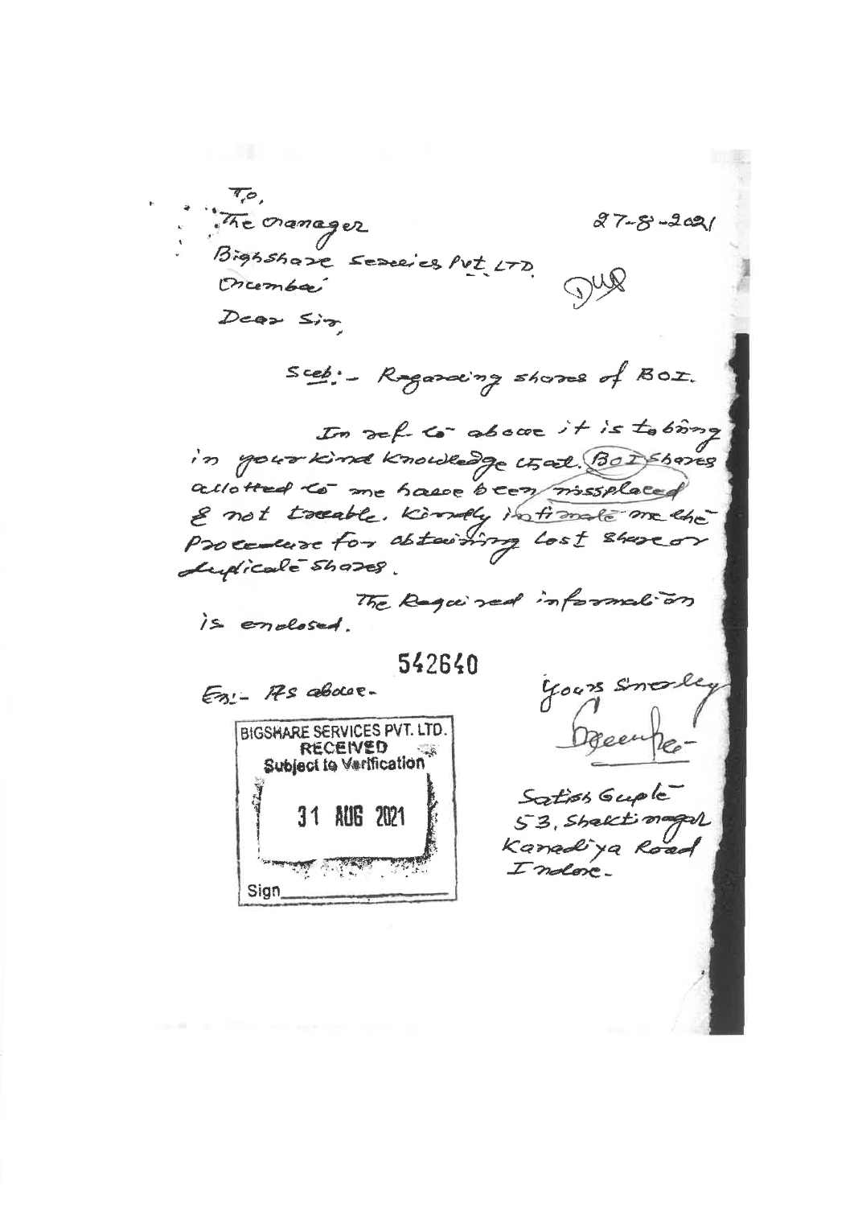To,
The manager
Bigshare Services Pvt LTD.
Mumbai

27-8-2021

DUP

Dear Sir,

Sub:- Regarding shares of BOI.

In ref. to above it is to bring in your kind knowledge that BOI shares allotted to me have been missplaced & not traceable. Kindly intimate me the procedure for obtaining lost share or duplicate shares.

The Required information is enclosed.

542640

Enc:- As above.

BIGSHARE SERVICES PVT. LTD.
RECEIVED
Subject to Verification

31 AUG 2021

Sign________________

Yours Sincerely

Satish Gupta
53, Shakti nagar
Kanadiya Road
Indore.